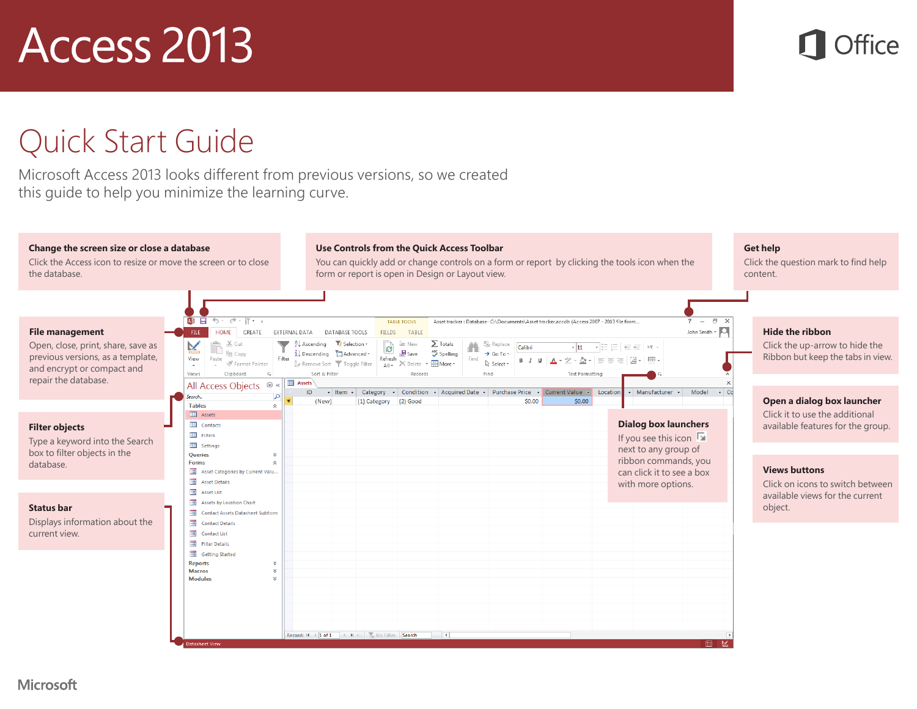# Access 2013

Office

## Quick Start Guide

Microsoft Access 2013 looks different from previous versions, so we created this guide to help you minimize the learning curve.

### Change the screen size or close a database

Click the Access icon to resize or move the screen or to close the database.

### Use Controls from the Quick Access Toolbar

You can quickly add or change controls on a form or report by clicking the tools icon when the form or report is open in Design or Layout view.

### Get help

Click the question mark to find help content.

### File management

Open, close, print, share, save as previous versions, as a template, and encrypt or compact and repair the database.

### Filter objects

Type a keyword into the Search box to filter objects in the database.

### Status bar

Displays information about the current view.

### Hide the ribbon

Click the up-arrow to hide the Ribbon but keep the tabs in view.

### Open a dialog box launcher

Click it to use the additional available features for the group.

### Dialog box launchers

If you see this icon next to any group of ribbon commands, you can click it to see a box with more options.

### Views buttons

Click on icons to switch between available views for the current object.

Microsoft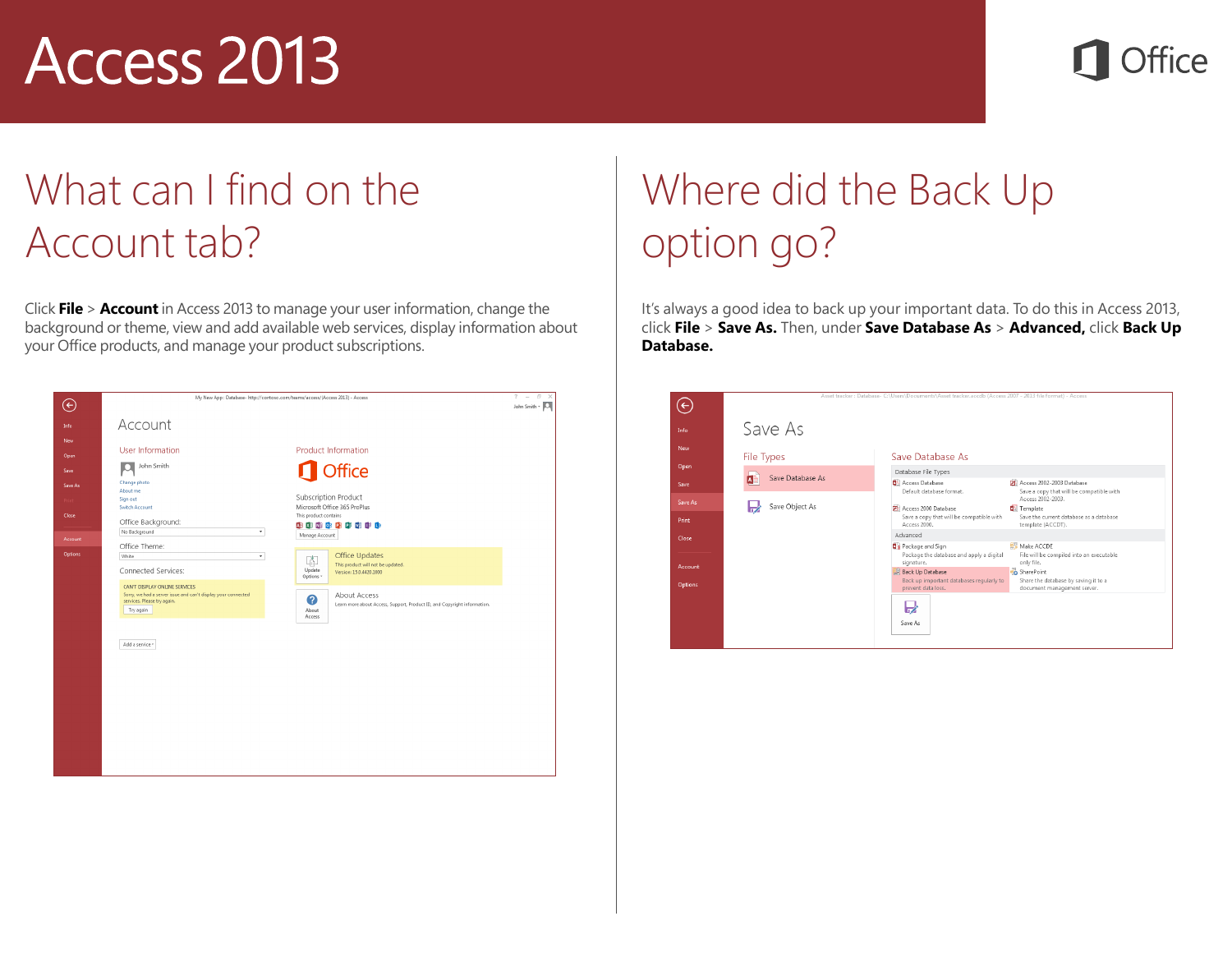# What can I find on the Account tab?

Click **File** > **Account** in Access 2013 to manage your user information, change the background or theme, view and add available web services, display information about your Office products, and manage your product subscriptions.

# Where did the Back Up option go?

It's always a good idea to back up your important data. To do this in Access 2013, click **File** > **Save As.** Then, under **Save Database As** > **Advanced,** click **Back Up Database.**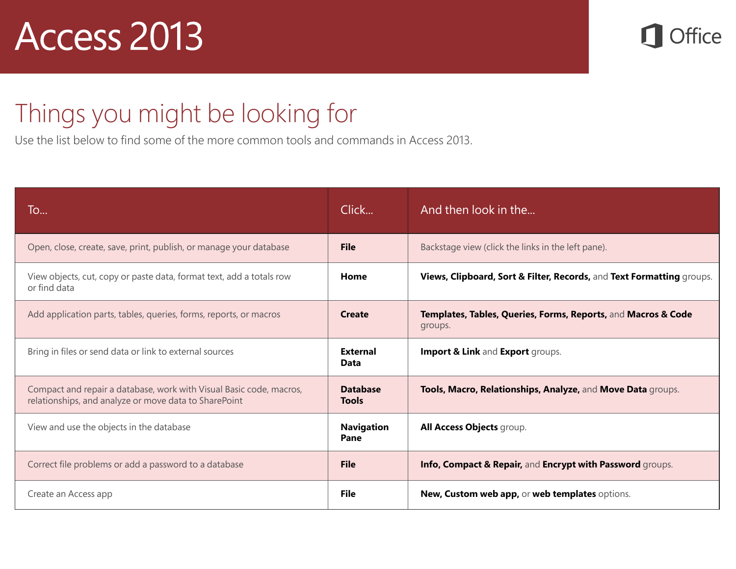# Access 2013

## Things you might be looking for

Use the list below to find some of the more common tools and commands in Access 2013.

| To... | Click... | And then look in the... |
|---|---|---|
| Open, close, create, save, print, publish, or manage your database | **File** | Backstage view (click the links in the left pane). |
| View objects, cut, copy or paste data, format text, add a totals row or find data | **Home** | **Views, Clipboard, Sort & Filter, Records,** and **Text Formatting** groups. |
| Add application parts, tables, queries, forms, reports, or macros | **Create** | **Templates, Tables, Queries, Forms, Reports,** and **Macros & Code** groups. |
| Bring in files or send data or link to external sources | **External Data** | **Import & Link** and **Export** groups. |
| Compact and repair a database, work with Visual Basic code, macros, relationships, and analyze or move data to SharePoint | **Database Tools** | **Tools, Macro, Relationships, Analyze,** and **Move Data** groups. |
| View and use the objects in the database | **Navigation Pane** | **All Access Objects** group. |
| Correct file problems or add a password to a database | **File** | **Info, Compact & Repair,** and **Encrypt with Password** groups. |
| Create an Access app | **File** | **New, Custom web app,** or **web templates** options. |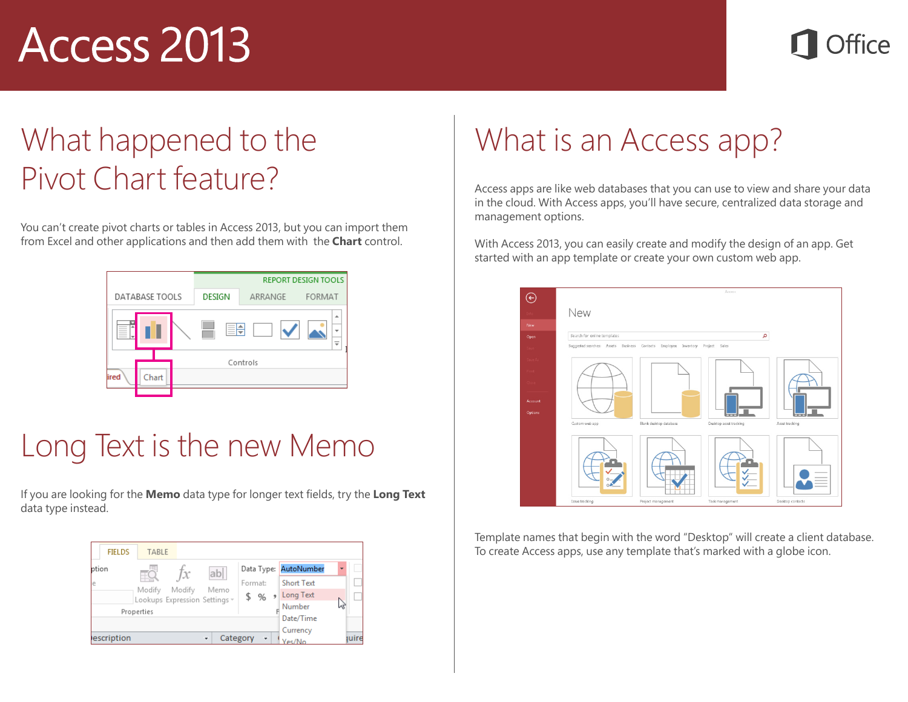# Access 2013

## What happened to the Pivot Chart feature?

You can't create pivot charts or tables in Access 2013, but you can import them from Excel and other applications and then add them with the **Chart** control.

## Long Text is the new Memo

If you are looking for the **Memo** data type for longer text fields, try the **Long Text** data type instead.

## What is an Access app?

Access apps are like web databases that you can use to view and share your data in the cloud. With Access apps, you'll have secure, centralized data storage and management options.

With Access 2013, you can easily create and modify the design of an app. Get started with an app template or create your own custom web app.

Template names that begin with the word "Desktop" will create a client database. To create Access apps, use any template that's marked with a globe icon.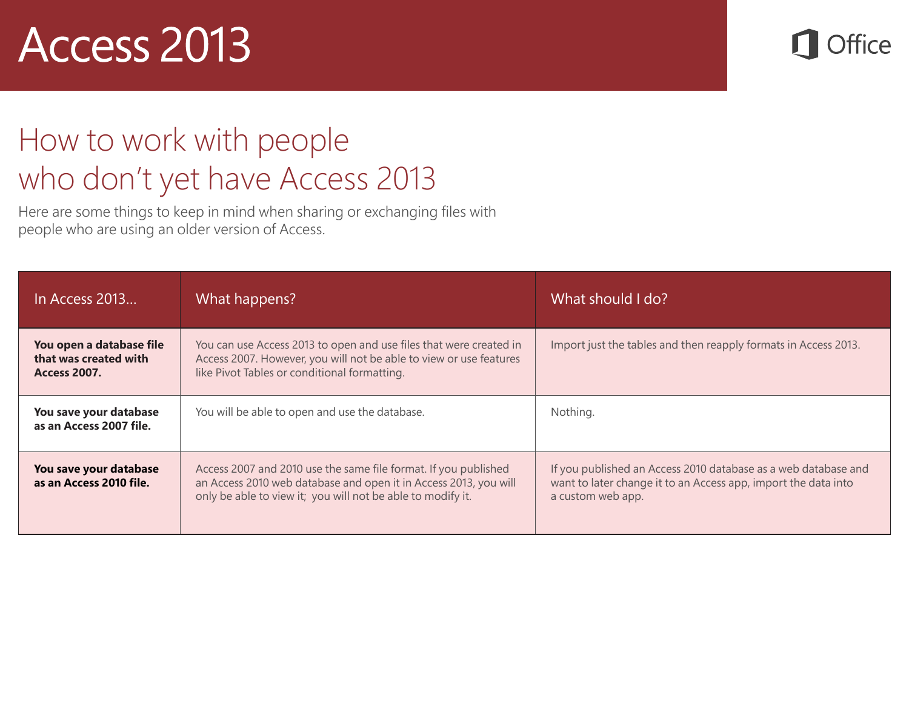# Access 2013

Office

## How to work with people who don't yet have Access 2013

Here are some things to keep in mind when sharing or exchanging files with people who are using an older version of Access.

| In Access 2013… | What happens? | What should I do? |
|---|---|---|
| **You open a database file that was created with Access 2007.** | You can use Access 2013 to open and use files that were created in Access 2007. However, you will not be able to view or use features like Pivot Tables or conditional formatting. | Import just the tables and then reapply formats in Access 2013. |
| **You save your database as an Access 2007 file.** | You will be able to open and use the database. | Nothing. |
| **You save your database as an Access 2010 file.** | Access 2007 and 2010 use the same file format. If you published an Access 2010 web database and open it in Access 2013, you will only be able to view it; you will not be able to modify it. | If you published an Access 2010 database as a web database and want to later change it to an Access app, import the data into a custom web app. |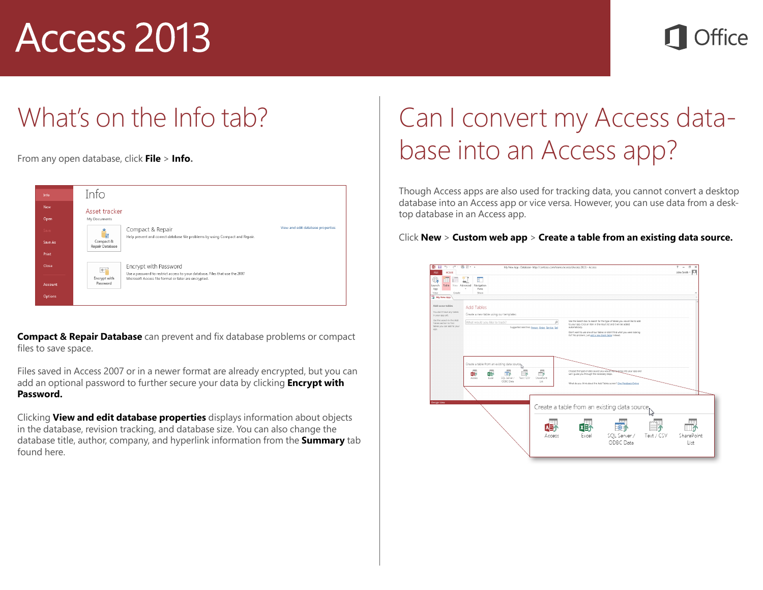# Access 2013

Office

## What's on the Info tab?

From any open database, click **File** > **Info.**

**Compact & Repair Database** can prevent and fix database problems or compact files to save space.

Files saved in Access 2007 or in a newer format are already encrypted, but you can add an optional password to further secure your data by clicking **Encrypt with Password.**

Clicking **View and edit database properties** displays information about objects in the database, revision tracking, and database size. You can also change the database title, author, company, and hyperlink information from the **Summary** tab found here.

## Can I convert my Access database into an Access app?

Though Access apps are also used for tracking data, you cannot convert a desktop database into an Access app or vice versa. However, you can use data from a desktop database in an Access app.

Click **New** > **Custom web app** > **Create a table from an existing data source.**